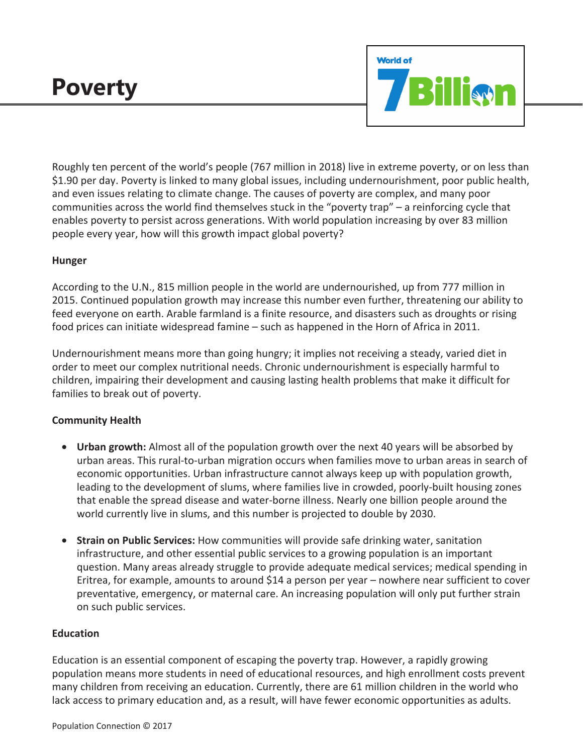# Poverty

Roughly ten percent of the world's people (767 million in 2018) live in extreme poverty, or on less than $1.90 per day. Poverty is linked to many global issues, including undernourishment, poor public health, and even issues relating to climate change. The causes of poverty are complex, and many poor communities across the world find themselves stuck in the "poverty trap" – a reinforcing cycle that enables poverty to persist across generations. With world population increasing by over 83 million people every year, how will this growth impact global poverty?

## Hunger

According to the U.N., 815 million people in the world are undernourished, up from 777 million in 2015. Continued population growth may increase this number even further, threatening our ability to feed everyone on earth. Arable farmland is a finite resource, and disasters such as droughts or rising food prices can initiate widespread famine – such as happened in the Horn of Africa in 2011.

Undernourishment means more than going hungry; it implies not receiving a steady, varied diet in order to meet our complex nutritional needs. Chronic undernourishment is especially harmful to children, impairing their development and causing lasting health problems that make it difficult for families to break out of poverty.

## Community Health

- **Urban growth:** Almost all of the population growth over the next 40 years will be absorbed by urban areas. This rural-to-urban migration occurs when families move to urban areas in search of economic opportunities. Urban infrastructure cannot always keep up with population growth, leading to the development of slums, where families live in crowded, poorly-built housing zones that enable the spread disease and water-borne illness. Nearly one billion people around the world currently live in slums, and this number is projected to double by 2030.

- **Strain on Public Services:** How communities will provide safe drinking water, sanitation infrastructure, and other essential public services to a growing population is an important question. Many areas already struggle to provide adequate medical services; medical spending in Eritrea, for example, amounts to around $14 a person per year – nowhere near sufficient to cover preventative, emergency, or maternal care. An increasing population will only put further strain on such public services.

## Education

Education is an essential component of escaping the poverty trap. However, a rapidly growing population means more students in need of educational resources, and high enrollment costs prevent many children from receiving an education. Currently, there are 61 million children in the world who lack access to primary education and, as a result, will have fewer economic opportunities as adults.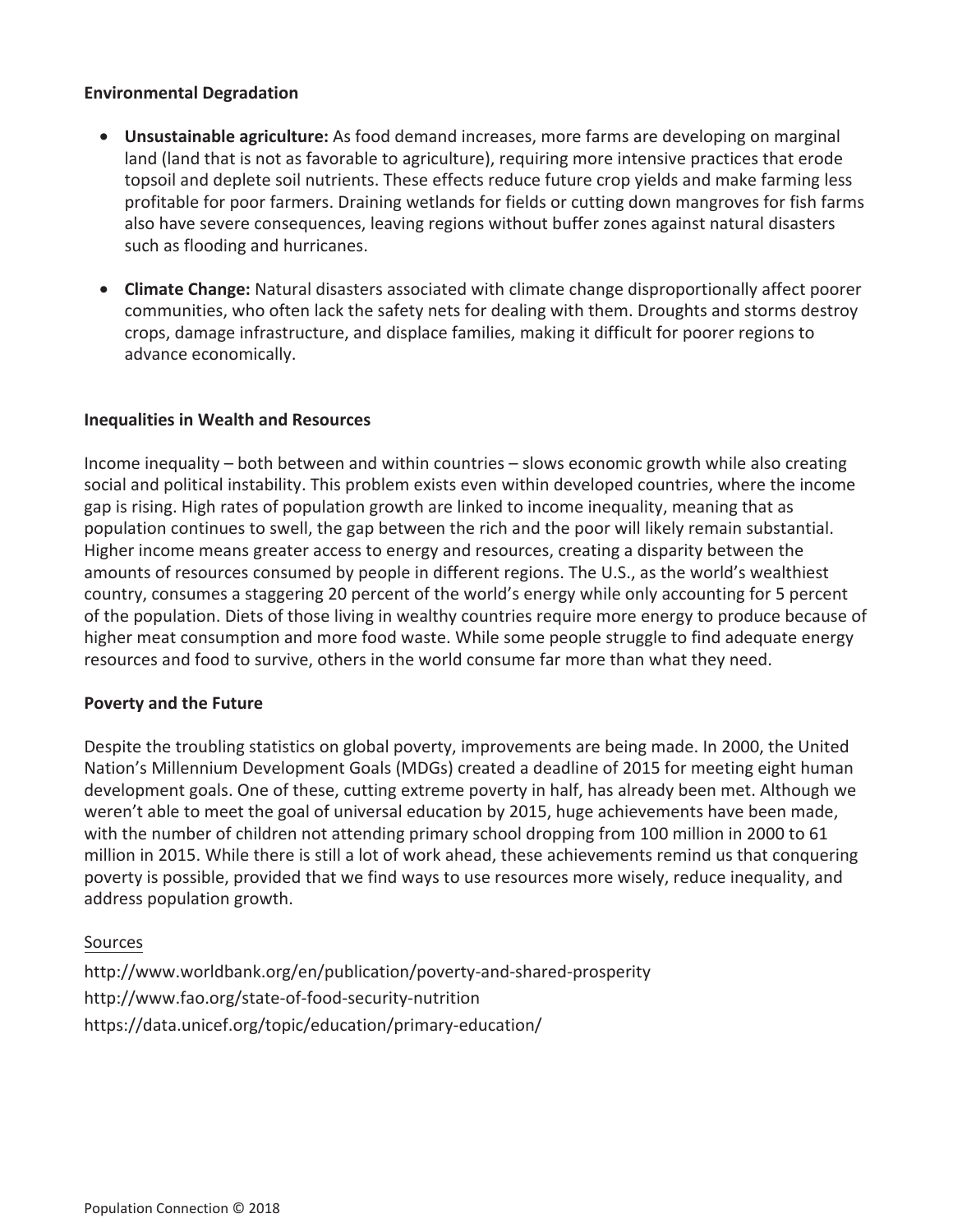**Environmental Degradation**

- **Unsustainable agriculture:** As food demand increases, more farms are developing on marginal land (land that is not as favorable to agriculture), requiring more intensive practices that erode topsoil and deplete soil nutrients. These effects reduce future crop yields and make farming less profitable for poor farmers. Draining wetlands for fields or cutting down mangroves for fish farms also have severe consequences, leaving regions without buffer zones against natural disasters such as flooding and hurricanes.

- **Climate Change:** Natural disasters associated with climate change disproportionally affect poorer communities, who often lack the safety nets for dealing with them. Droughts and storms destroy crops, damage infrastructure, and displace families, making it difficult for poorer regions to advance economically.

**Inequalities in Wealth and Resources**

Income inequality – both between and within countries – slows economic growth while also creating social and political instability. This problem exists even within developed countries, where the income gap is rising. High rates of population growth are linked to income inequality, meaning that as population continues to swell, the gap between the rich and the poor will likely remain substantial. Higher income means greater access to energy and resources, creating a disparity between the amounts of resources consumed by people in different regions. The U.S., as the world's wealthiest country, consumes a staggering 20 percent of the world's energy while only accounting for 5 percent of the population. Diets of those living in wealthy countries require more energy to produce because of higher meat consumption and more food waste. While some people struggle to find adequate energy resources and food to survive, others in the world consume far more than what they need.

**Poverty and the Future**

Despite the troubling statistics on global poverty, improvements are being made. In 2000, the United Nation's Millennium Development Goals (MDGs) created a deadline of 2015 for meeting eight human development goals. One of these, cutting extreme poverty in half, has already been met. Although we weren't able to meet the goal of universal education by 2015, huge achievements have been made, with the number of children not attending primary school dropping from 100 million in 2000 to 61 million in 2015. While there is still a lot of work ahead, these achievements remind us that conquering poverty is possible, provided that we find ways to use resources more wisely, reduce inequality, and address population growth.

Sources

http://www.worldbank.org/en/publication/poverty-and-shared-prosperity

http://www.fao.org/state-of-food-security-nutrition

https://data.unicef.org/topic/education/primary-education/

Population Connection © 2018